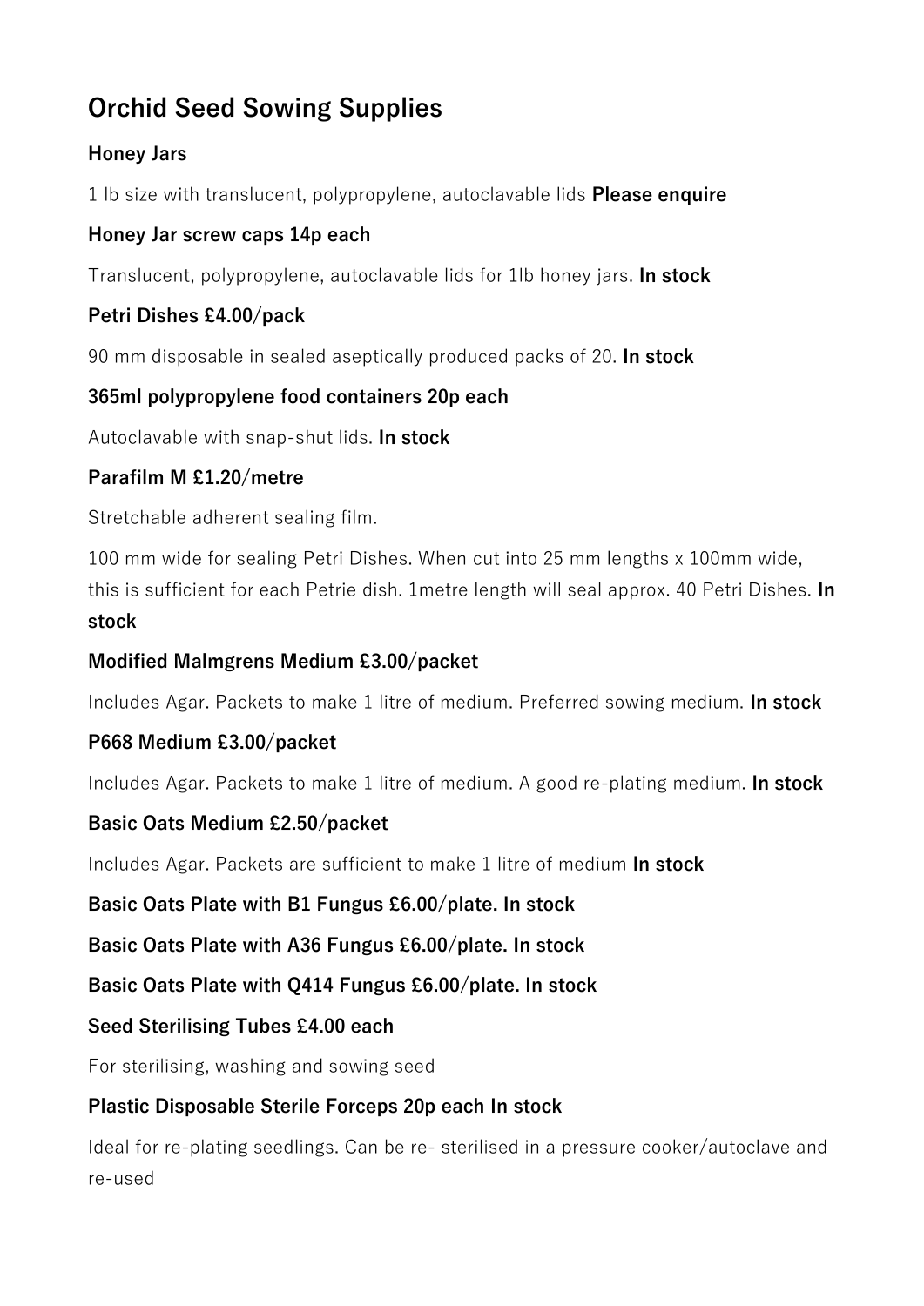# Orchid Seed Sowing Supplies

### Honey Jars

1 lb size with translucent, polypropylene, autoclavable lids **Please enquire**

### Honey Jar screw caps 14p each

Translucent, polypropylene, autoclavable lids for 1lb honey jars. **In stock**

### Petri Dishes £4.00/pack

90 mm disposable in sealed aseptically produced packs of 20. **In stock**

### 365ml polypropylene food containers 20p each

Autoclavable with snap-shut lids. **In stock**

### Parafilm M £1.20/metre

Stretchable adherent sealing film.

100 mm wide for sealing Petri Dishes. When cut into 25 mm lengths x 100mm wide, this is sufficient for each Petrie dish. 1metre length will seal approx. 40 Petri Dishes. **In stock**

### Modified Malmgrens Medium £3.00/packet

Includes Agar. Packets to make 1 litre of medium. Preferred sowing medium. **In stock**

### P668 Medium £3.00/packet

Includes Agar. Packets to make 1 litre of medium. A good re-plating medium. **In stock**

### Basic Oats Medium £2.50/packet

Includes Agar. Packets are sufficient to make 1 litre of medium **In stock**

### Basic Oats Plate with B1 Fungus £6.00/plate. In stock

### Basic Oats Plate with A36 Fungus £6.00/plate. In stock

### Basic Oats Plate with Q414 Fungus £6.00/plate. In stock

### Seed Sterilising Tubes £4.00 each

For sterilising, washing and sowing seed

### Plastic Disposable Sterile Forceps 20p each In stock

Ideal for re-plating seedlings. Can be re- sterilised in a pressure cooker/autoclave and re-used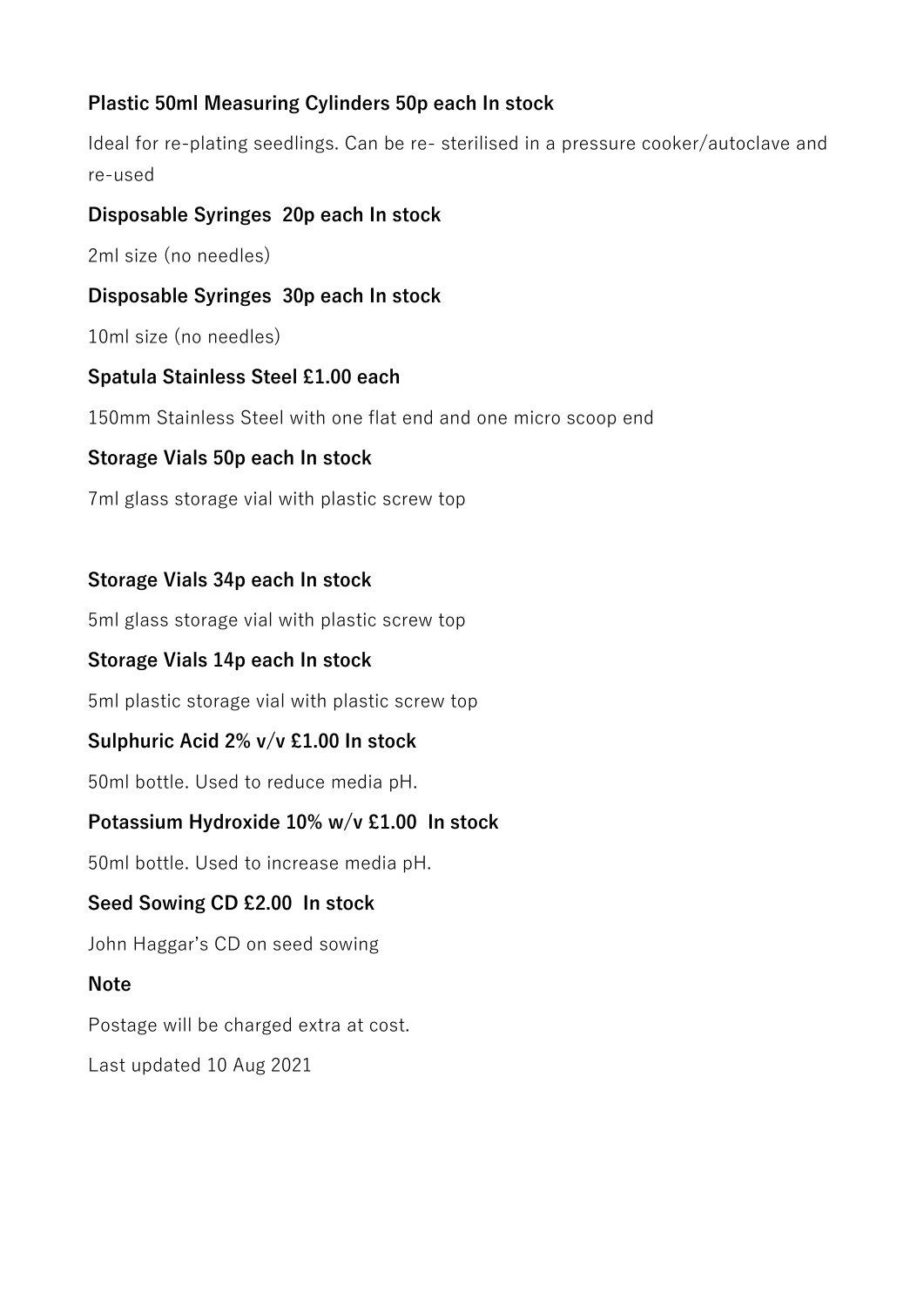**Plastic 50ml Measuring Cylinders 50p each In stock**

Ideal for re-plating seedlings. Can be re- sterilised in a pressure cooker/autoclave and re-used

**Disposable Syringes 20p each In stock**

2ml size (no needles)

**Disposable Syringes 30p each In stock**

10ml size (no needles)

**Spatula Stainless Steel £1.00 each**

150mm Stainless Steel with one flat end and one micro scoop end

**Storage Vials 50p each In stock**

7ml glass storage vial with plastic screw top

**Storage Vials 34p each In stock**

5ml glass storage vial with plastic screw top

**Storage Vials 14p each In stock**

5ml plastic storage vial with plastic screw top

**Sulphuric Acid 2% v/v £1.00 In stock**

50ml bottle. Used to reduce media pH.

**Potassium Hydroxide 10% w/v £1.00 In stock**

50ml bottle. Used to increase media pH.

**Seed Sowing CD £2.00 In stock**

John Haggar's CD on seed sowing

**Note**

Postage will be charged extra at cost.

Last updated 10 Aug 2021